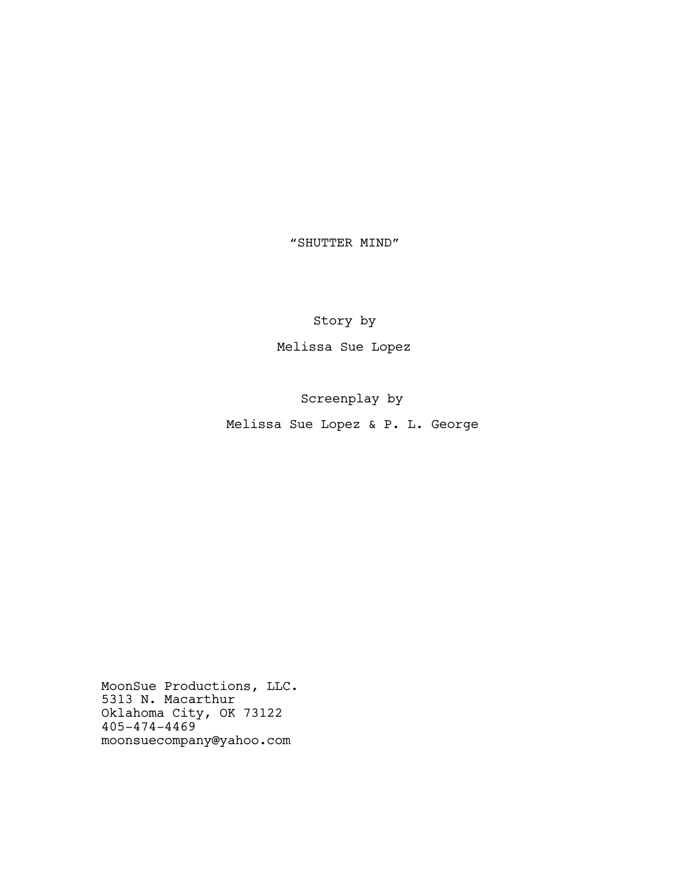# "SHUTTER MIND"

Story by

Melissa Sue Lopez

Screenplay by

Melissa Sue Lopez & P. L. George

MoonSue Productions, LLC.
5313 N. Macarthur
Oklahoma City, OK 73122
405-474-4469
moonsuecompany@yahoo.com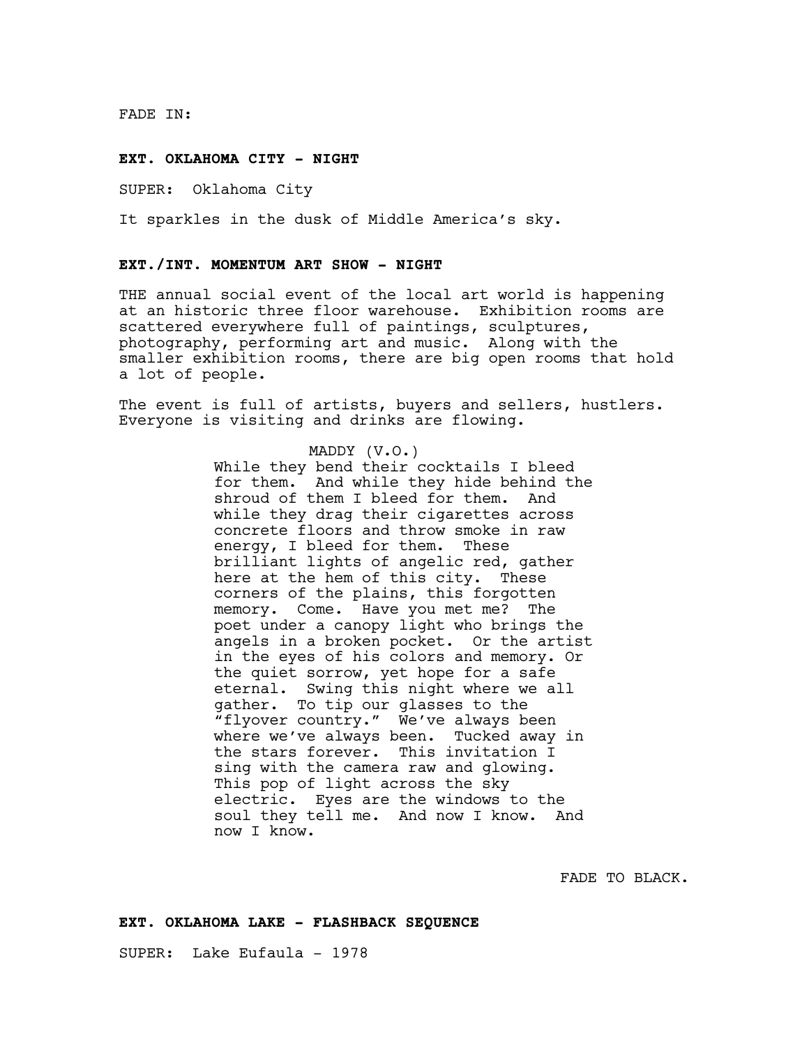FADE IN:

**EXT. OKLAHOMA CITY - NIGHT**

SUPER: Oklahoma City

It sparkles in the dusk of Middle America's sky.

**EXT./INT. MOMENTUM ART SHOW - NIGHT**

THE annual social event of the local art world is happening at an historic three floor warehouse. Exhibition rooms are scattered everywhere full of paintings, sculptures, photography, performing art and music. Along with the smaller exhibition rooms, there are big open rooms that hold a lot of people.

The event is full of artists, buyers and sellers, hustlers. Everyone is visiting and drinks are flowing.

MADDY (V.O.)
While they bend their cocktails I bleed for them. And while they hide behind the shroud of them I bleed for them. And while they drag their cigarettes across concrete floors and throw smoke in raw energy, I bleed for them. These brilliant lights of angelic red, gather here at the hem of this city. These corners of the plains, this forgotten memory. Come. Have you met me? The poet under a canopy light who brings the angels in a broken pocket. Or the artist in the eyes of his colors and memory. Or the quiet sorrow, yet hope for a safe eternal. Swing this night where we all gather. To tip our glasses to the "flyover country." We've always been where we've always been. Tucked away in the stars forever. This invitation I sing with the camera raw and glowing. This pop of light across the sky electric. Eyes are the windows to the soul they tell me. And now I know. And now I know.

FADE TO BLACK.

**EXT. OKLAHOMA LAKE - FLASHBACK SEQUENCE**

SUPER: Lake Eufaula - 1978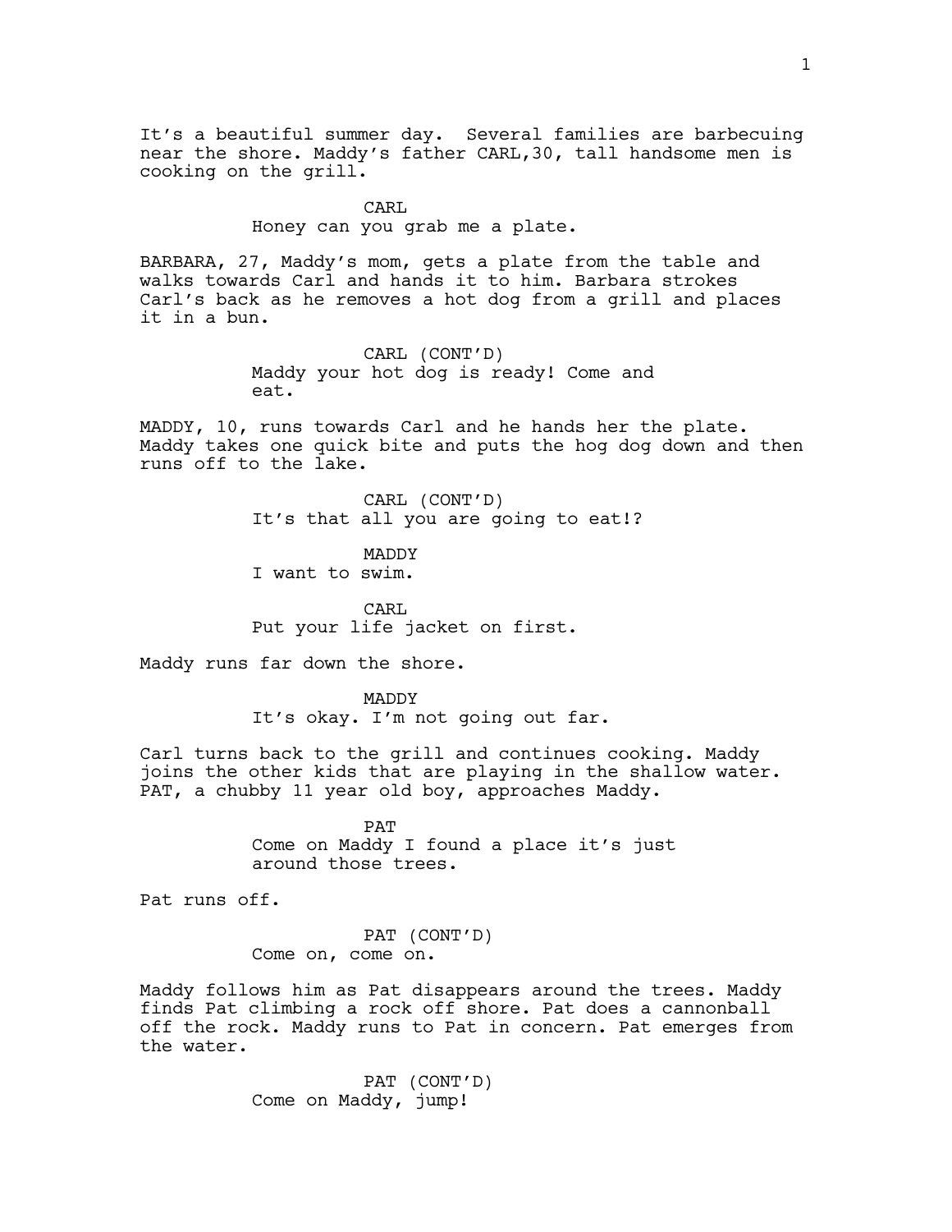It's a beautiful summer day. Several families are barbecuing near the shore. Maddy's father CARL,30, tall handsome men is cooking on the grill.

CARL
Honey can you grab me a plate.

BARBARA, 27, Maddy's mom, gets a plate from the table and walks towards Carl and hands it to him. Barbara strokes Carl's back as he removes a hot dog from a grill and places it in a bun.

CARL (CONT'D)
Maddy your hot dog is ready! Come and eat.

MADDY, 10, runs towards Carl and he hands her the plate. Maddy takes one quick bite and puts the hog dog down and then runs off to the lake.

CARL (CONT'D)
It's that all you are going to eat!?

MADDY
I want to swim.

CARL
Put your life jacket on first.

Maddy runs far down the shore.

MADDY
It's okay. I'm not going out far.

Carl turns back to the grill and continues cooking. Maddy joins the other kids that are playing in the shallow water. PAT, a chubby 11 year old boy, approaches Maddy.

PAT
Come on Maddy I found a place it's just around those trees.

Pat runs off.

PAT (CONT'D)
Come on, come on.

Maddy follows him as Pat disappears around the trees. Maddy finds Pat climbing a rock off shore. Pat does a cannonball off the rock. Maddy runs to Pat in concern. Pat emerges from the water.

PAT (CONT'D)
Come on Maddy, jump!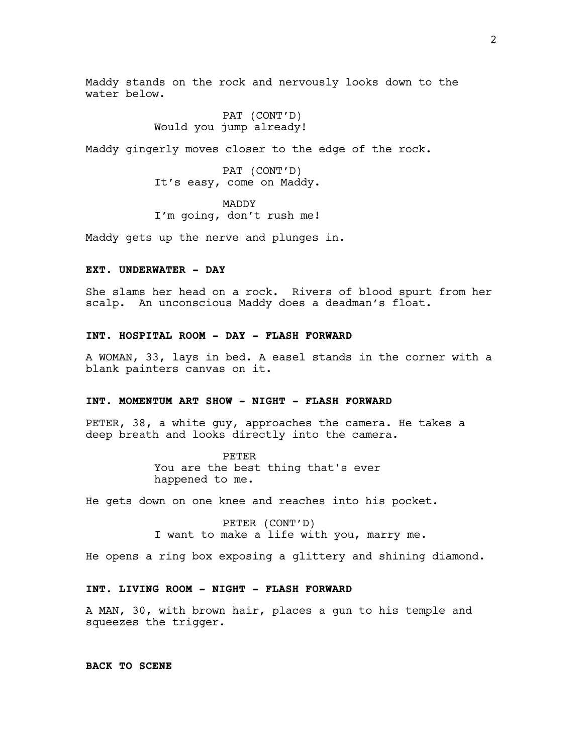Maddy stands on the rock and nervously looks down to the water below.

PAT (CONT'D)
Would you jump already!

Maddy gingerly moves closer to the edge of the rock.

PAT (CONT'D)
It's easy, come on Maddy.

MADDY
I'm going, don't rush me!

Maddy gets up the nerve and plunges in.

**EXT. UNDERWATER - DAY**

She slams her head on a rock. Rivers of blood spurt from her scalp. An unconscious Maddy does a deadman's float.

**INT. HOSPITAL ROOM - DAY - FLASH FORWARD**

A WOMAN, 33, lays in bed. A easel stands in the corner with a blank painters canvas on it.

**INT. MOMENTUM ART SHOW - NIGHT - FLASH FORWARD**

PETER, 38, a white guy, approaches the camera. He takes a deep breath and looks directly into the camera.

PETER
You are the best thing that's ever happened to me.

He gets down on one knee and reaches into his pocket.

PETER (CONT'D)
I want to make a life with you, marry me.

He opens a ring box exposing a glittery and shining diamond.

**INT. LIVING ROOM - NIGHT - FLASH FORWARD**

A MAN, 30, with brown hair, places a gun to his temple and squeezes the trigger.

**BACK TO SCENE**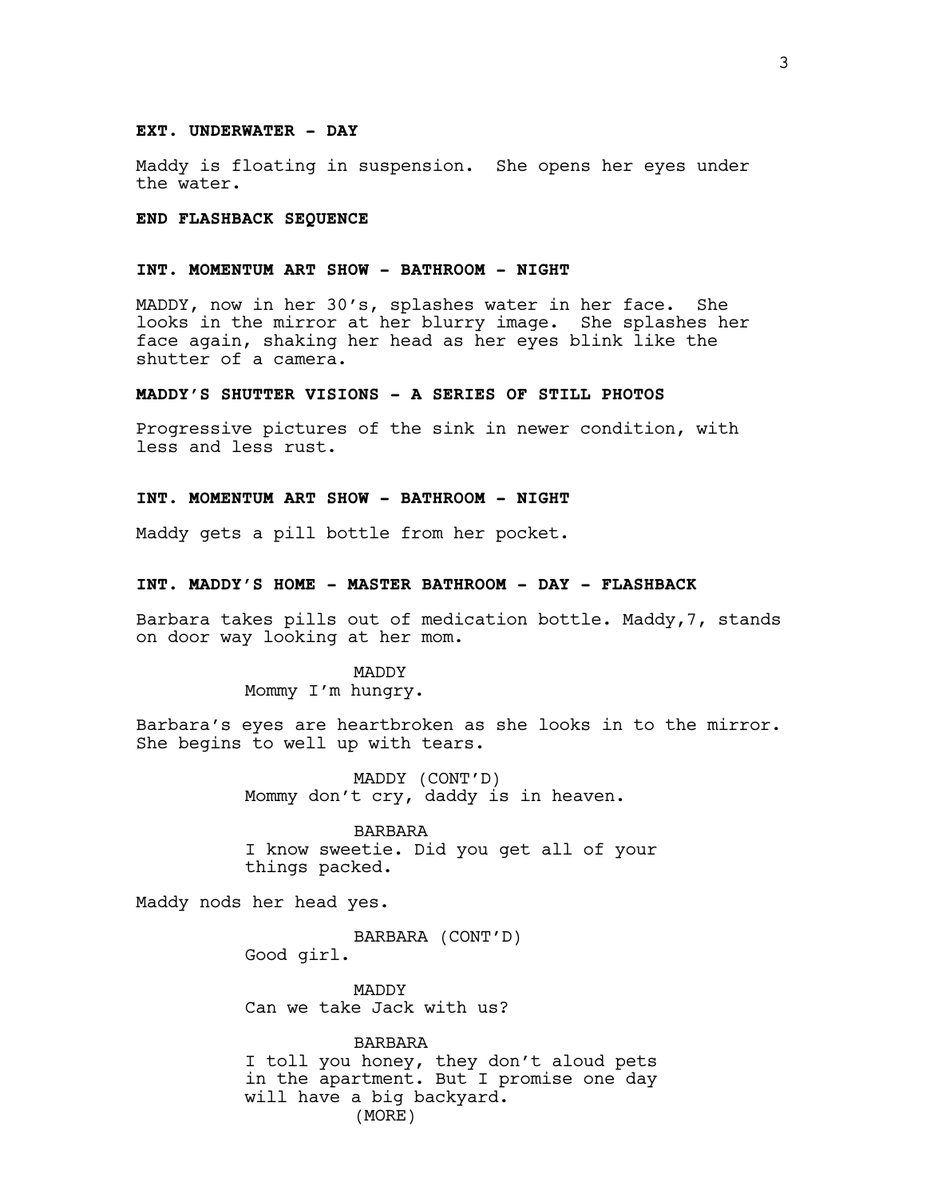**EXT. UNDERWATER - DAY**

Maddy is floating in suspension. She opens her eyes under the water.

**END FLASHBACK SEQUENCE**

**INT. MOMENTUM ART SHOW - BATHROOM - NIGHT**

MADDY, now in her 30's, splashes water in her face. She looks in the mirror at her blurry image. She splashes her face again, shaking her head as her eyes blink like the shutter of a camera.

**MADDY'S SHUTTER VISIONS - A SERIES OF STILL PHOTOS**

Progressive pictures of the sink in newer condition, with less and less rust.

**INT. MOMENTUM ART SHOW - BATHROOM - NIGHT**

Maddy gets a pill bottle from her pocket.

**INT. MADDY'S HOME - MASTER BATHROOM - DAY - FLASHBACK**

Barbara takes pills out of medication bottle. Maddy,7, stands on door way looking at her mom.

MADDY
Mommy I'm hungry.

Barbara's eyes are heartbroken as she looks in to the mirror. She begins to well up with tears.

MADDY (CONT'D)
Mommy don't cry, daddy is in heaven.

BARBARA
I know sweetie. Did you get all of your things packed.

Maddy nods her head yes.

BARBARA (CONT'D)
Good girl.

MADDY
Can we take Jack with us?

BARBARA
I toll you honey, they don't aloud pets in the apartment. But I promise one day will have a big backyard.
(MORE)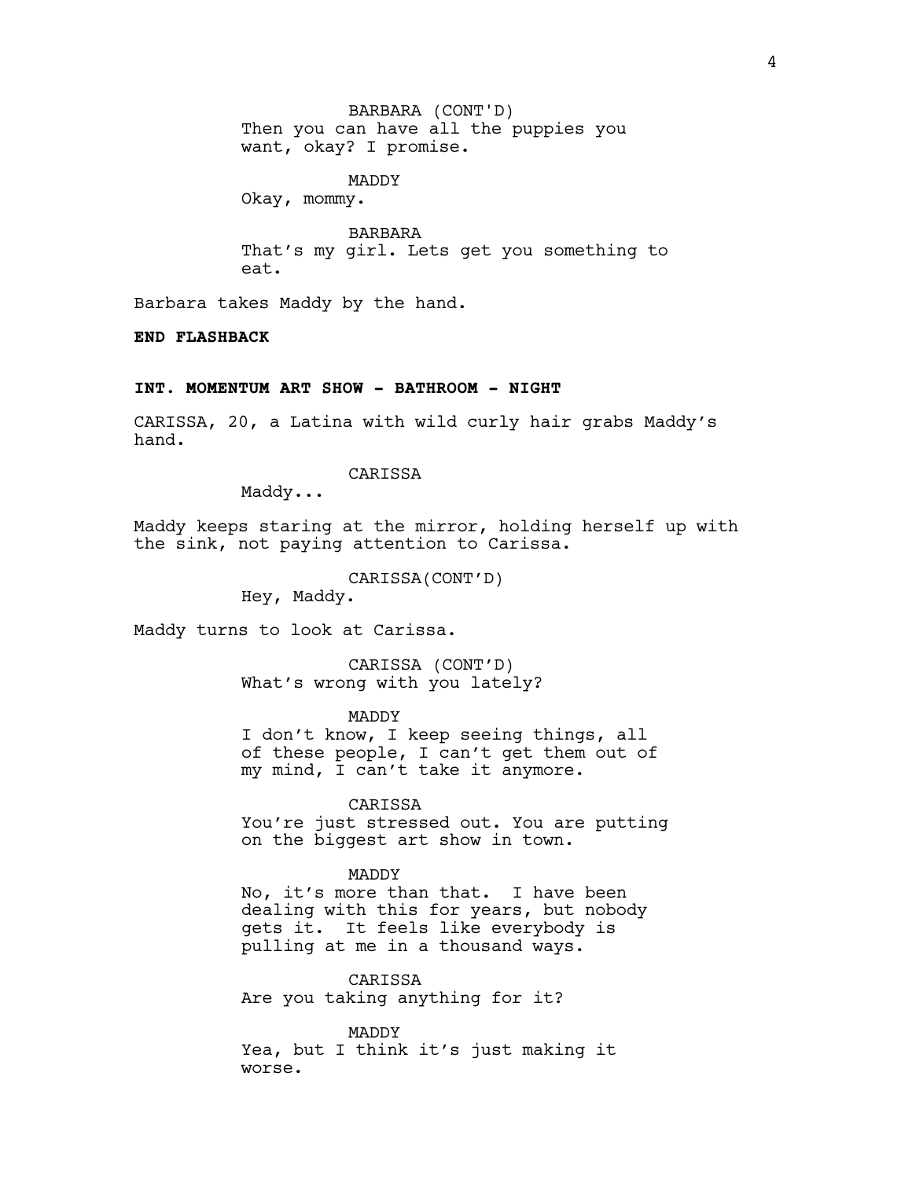BARBARA (CONT'D)
Then you can have all the puppies you want, okay? I promise.

MADDY
Okay, mommy.

BARBARA
That's my girl. Lets get you something to eat.

Barbara takes Maddy by the hand.

**END FLASHBACK**

**INT. MOMENTUM ART SHOW - BATHROOM - NIGHT**

CARISSA, 20, a Latina with wild curly hair grabs Maddy's hand.

CARISSA
Maddy...

Maddy keeps staring at the mirror, holding herself up with the sink, not paying attention to Carissa.

CARISSA(CONT'D)
Hey, Maddy.

Maddy turns to look at Carissa.

CARISSA (CONT'D)
What's wrong with you lately?

MADDY
I don't know, I keep seeing things, all of these people, I can't get them out of my mind, I can't take it anymore.

CARISSA
You're just stressed out. You are putting on the biggest art show in town.

MADDY
No, it's more than that. I have been dealing with this for years, but nobody gets it. It feels like everybody is pulling at me in a thousand ways.

CARISSA
Are you taking anything for it?

MADDY
Yea, but I think it's just making it worse.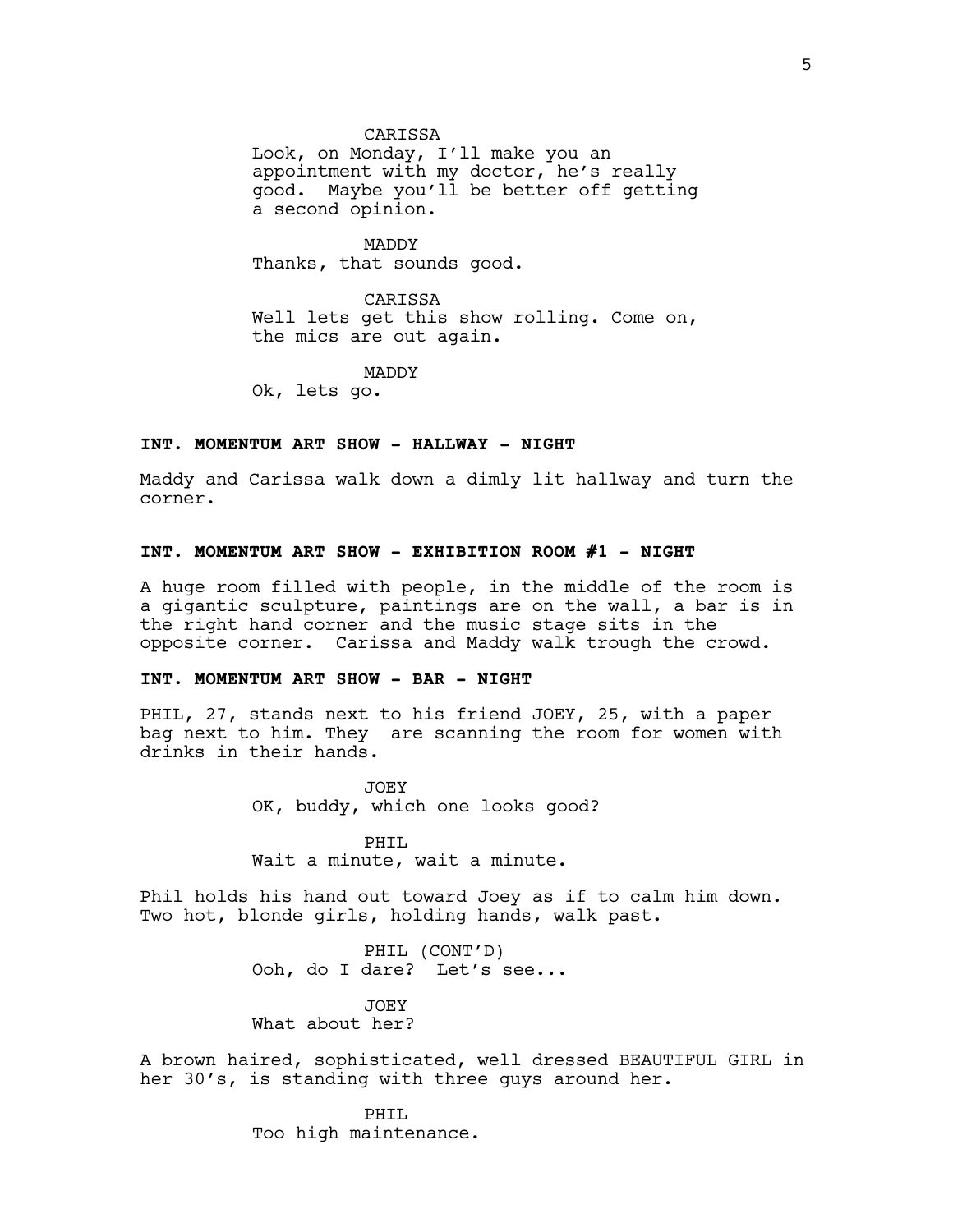CARISSA
Look, on Monday, I'll make you an appointment with my doctor, he's really good. Maybe you'll be better off getting a second opinion.

MADDY
Thanks, that sounds good.

CARISSA
Well lets get this show rolling. Come on, the mics are out again.

MADDY
Ok, lets go.

**INT. MOMENTUM ART SHOW - HALLWAY - NIGHT**

Maddy and Carissa walk down a dimly lit hallway and turn the corner.

**INT. MOMENTUM ART SHOW - EXHIBITION ROOM #1 - NIGHT**

A huge room filled with people, in the middle of the room is a gigantic sculpture, paintings are on the wall, a bar is in the right hand corner and the music stage sits in the opposite corner. Carissa and Maddy walk trough the crowd.

**INT. MOMENTUM ART SHOW - BAR - NIGHT**

PHIL, 27, stands next to his friend JOEY, 25, with a paper bag next to him. They are scanning the room for women with drinks in their hands.

JOEY
OK, buddy, which one looks good?

PHIL
Wait a minute, wait a minute.

Phil holds his hand out toward Joey as if to calm him down. Two hot, blonde girls, holding hands, walk past.

PHIL (CONT'D)
Ooh, do I dare? Let's see...

JOEY
What about her?

A brown haired, sophisticated, well dressed BEAUTIFUL GIRL in her 30's, is standing with three guys around her.

PHIL
Too high maintenance.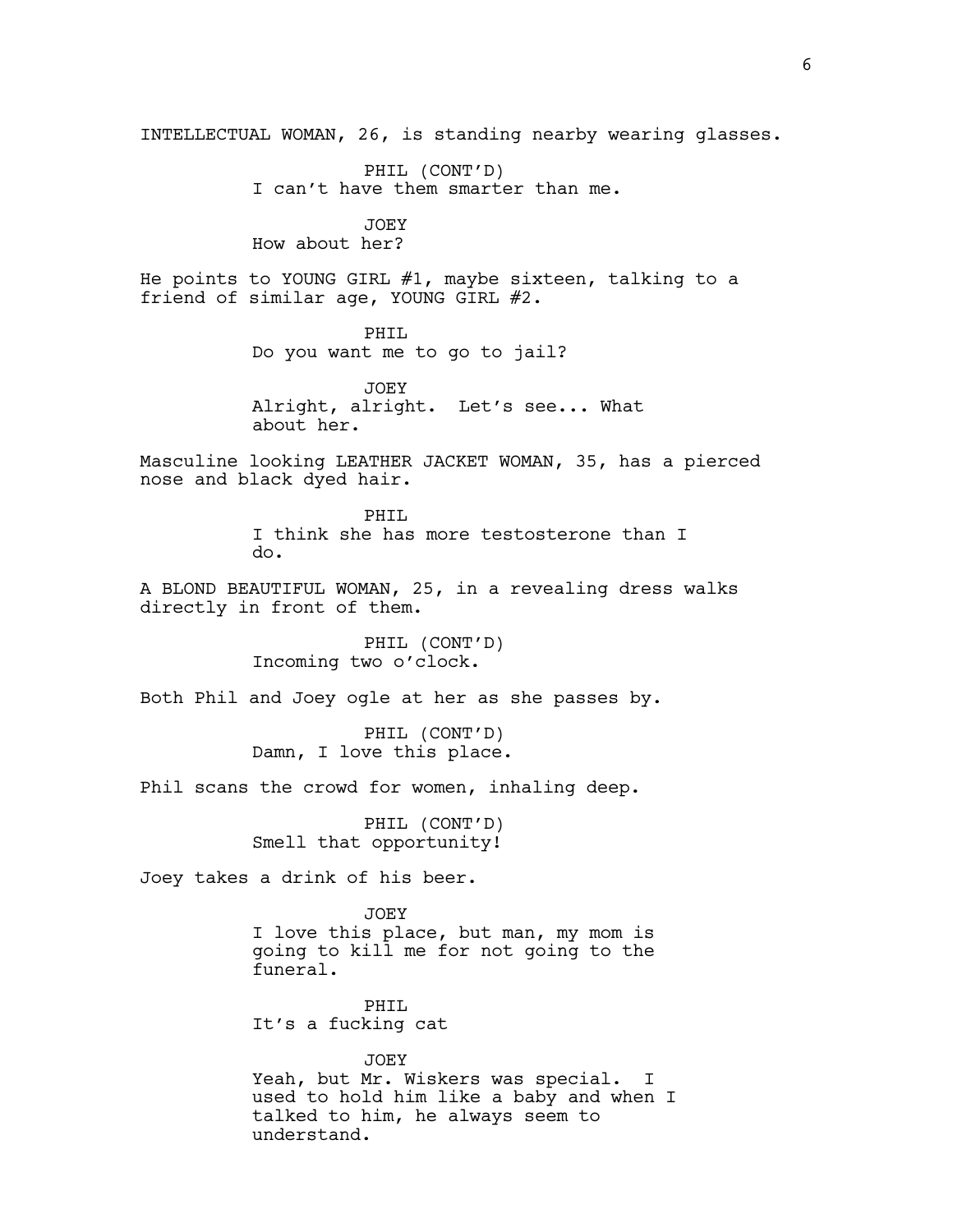INTELLECTUAL WOMAN, 26, is standing nearby wearing glasses.

PHIL (CONT'D)
I can't have them smarter than me.

JOEY
How about her?

He points to YOUNG GIRL #1, maybe sixteen, talking to a friend of similar age, YOUNG GIRL #2.

PHIL
Do you want me to go to jail?

JOEY
Alright, alright. Let's see... What about her.

Masculine looking LEATHER JACKET WOMAN, 35, has a pierced nose and black dyed hair.

PHIL
I think she has more testosterone than I do.

A BLOND BEAUTIFUL WOMAN, 25, in a revealing dress walks directly in front of them.

PHIL (CONT'D)
Incoming two o'clock.

Both Phil and Joey ogle at her as she passes by.

PHIL (CONT'D)
Damn, I love this place.

Phil scans the crowd for women, inhaling deep.

PHIL (CONT'D)
Smell that opportunity!

Joey takes a drink of his beer.

JOEY
I love this place, but man, my mom is going to kill me for not going to the funeral.

PHIL
It's a fucking cat

JOEY
Yeah, but Mr. Wiskers was special. I used to hold him like a baby and when I talked to him, he always seem to understand.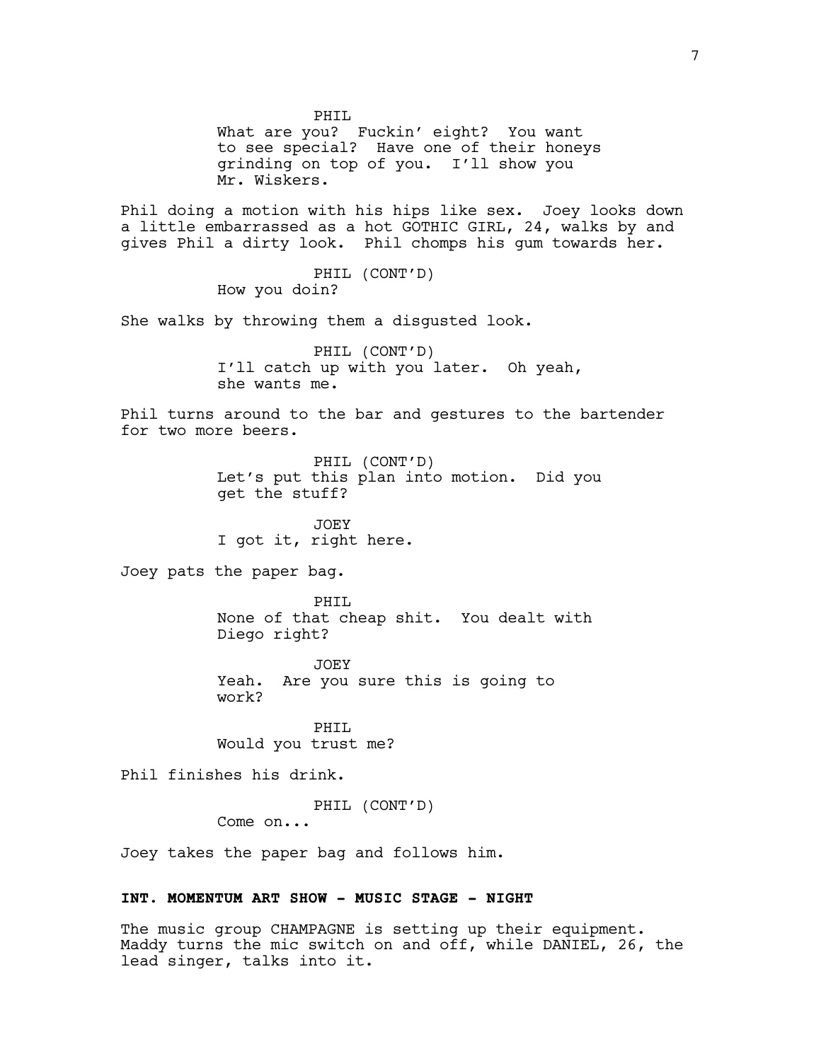PHIL
What are you? Fuckin' eight? You want to see special? Have one of their honeys grinding on top of you. I'll show you Mr. Wiskers.

Phil doing a motion with his hips like sex. Joey looks down a little embarrassed as a hot GOTHIC GIRL, 24, walks by and gives Phil a dirty look. Phil chomps his gum towards her.

PHIL (CONT'D)
How you doin?

She walks by throwing them a disgusted look.

PHIL (CONT'D)
I'll catch up with you later. Oh yeah, she wants me.

Phil turns around to the bar and gestures to the bartender for two more beers.

PHIL (CONT'D)
Let's put this plan into motion. Did you get the stuff?

JOEY
I got it, right here.

Joey pats the paper bag.

PHIL
None of that cheap shit. You dealt with Diego right?

JOEY
Yeah. Are you sure this is going to work?

PHIL
Would you trust me?

Phil finishes his drink.

PHIL (CONT'D)
Come on...

Joey takes the paper bag and follows him.

**INT. MOMENTUM ART SHOW - MUSIC STAGE - NIGHT**

The music group CHAMPAGNE is setting up their equipment. Maddy turns the mic switch on and off, while DANIEL, 26, the lead singer, talks into it.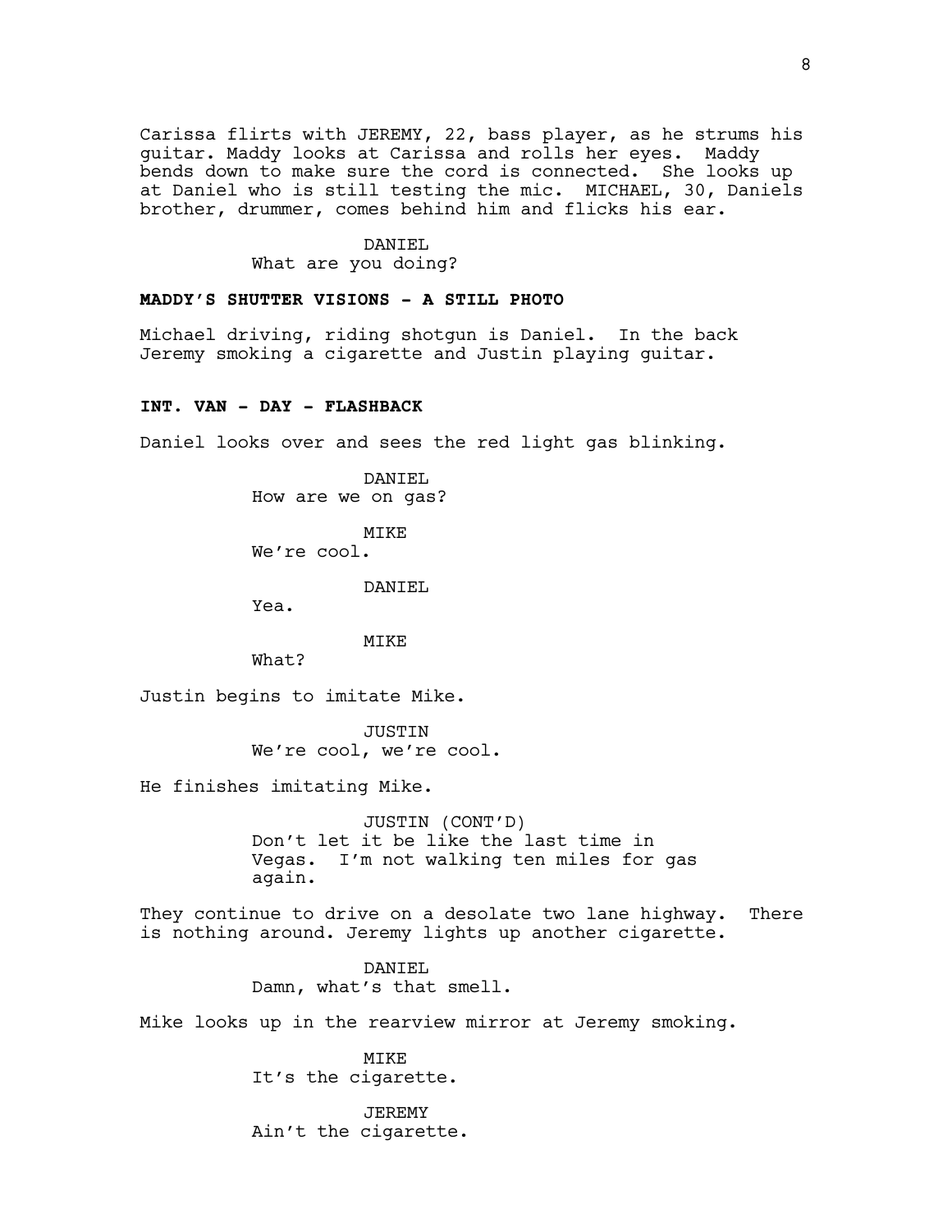Carissa flirts with JEREMY, 22, bass player, as he strums his guitar. Maddy looks at Carissa and rolls her eyes. Maddy bends down to make sure the cord is connected. She looks up at Daniel who is still testing the mic. MICHAEL, 30, Daniels brother, drummer, comes behind him and flicks his ear.

DANIEL
What are you doing?

**MADDY'S SHUTTER VISIONS - A STILL PHOTO**

Michael driving, riding shotgun is Daniel. In the back Jeremy smoking a cigarette and Justin playing guitar.

**INT. VAN - DAY - FLASHBACK**

Daniel looks over and sees the red light gas blinking.

DANIEL
How are we on gas?

MIKE
We're cool.

DANIEL
Yea.

MIKE
What?

Justin begins to imitate Mike.

JUSTIN
We're cool, we're cool.

He finishes imitating Mike.

JUSTIN (CONT'D)
Don't let it be like the last time in Vegas. I'm not walking ten miles for gas again.

They continue to drive on a desolate two lane highway. There is nothing around. Jeremy lights up another cigarette.

DANIEL
Damn, what's that smell.

Mike looks up in the rearview mirror at Jeremy smoking.

MIKE
It's the cigarette.

JEREMY
Ain't the cigarette.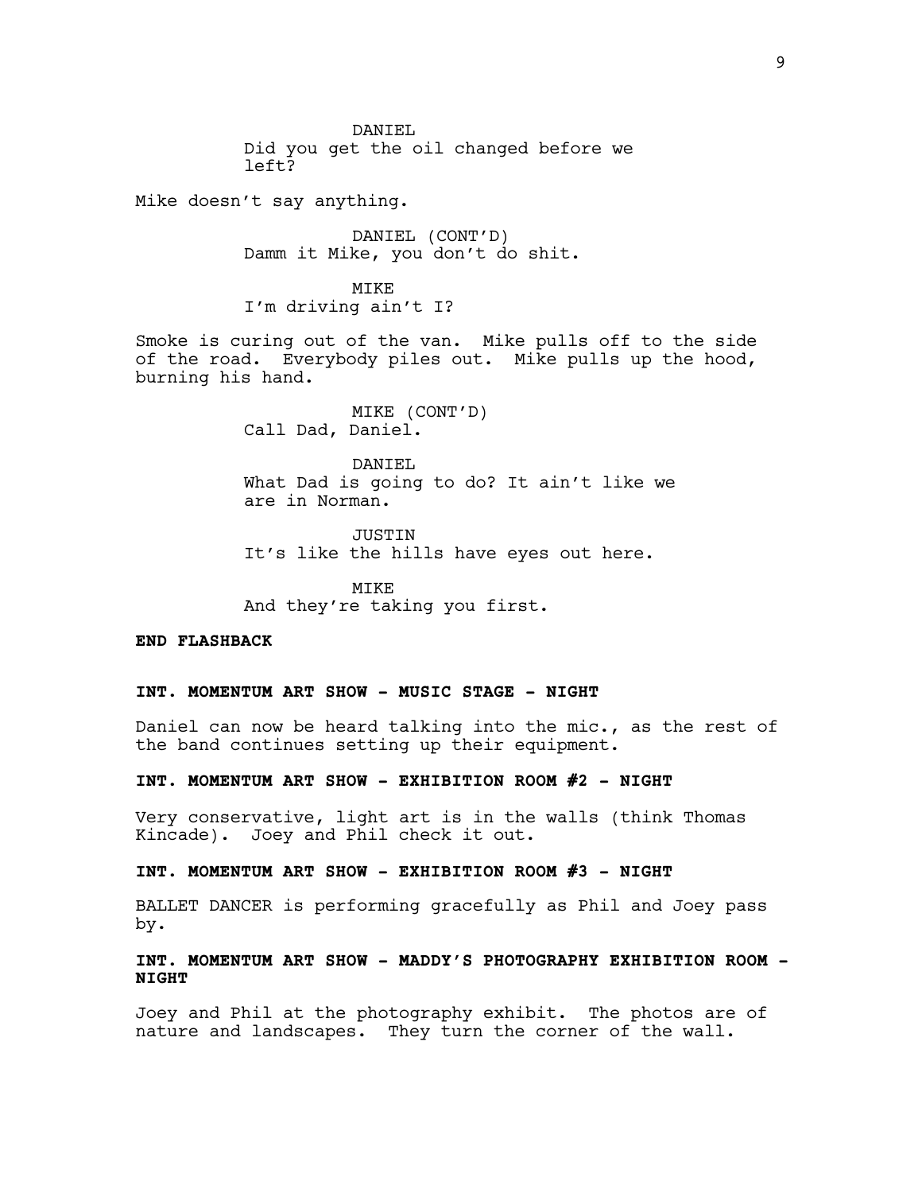DANIEL
Did you get the oil changed before we left?

Mike doesn't say anything.

DANIEL (CONT'D)
Damm it Mike, you don't do shit.

MIKE
I'm driving ain't I?

Smoke is curing out of the van. Mike pulls off to the side of the road. Everybody piles out. Mike pulls up the hood, burning his hand.

MIKE (CONT'D)
Call Dad, Daniel.

DANIEL
What Dad is going to do? It ain't like we are in Norman.

JUSTIN
It's like the hills have eyes out here.

MIKE
And they're taking you first.

**END FLASHBACK**

**INT. MOMENTUM ART SHOW - MUSIC STAGE - NIGHT**

Daniel can now be heard talking into the mic., as the rest of the band continues setting up their equipment.

**INT. MOMENTUM ART SHOW - EXHIBITION ROOM #2 - NIGHT**

Very conservative, light art is in the walls (think Thomas Kincade). Joey and Phil check it out.

**INT. MOMENTUM ART SHOW - EXHIBITION ROOM #3 - NIGHT**

BALLET DANCER is performing gracefully as Phil and Joey pass by.

**INT. MOMENTUM ART SHOW - MADDY'S PHOTOGRAPHY EXHIBITION ROOM - NIGHT**

Joey and Phil at the photography exhibit. The photos are of nature and landscapes. They turn the corner of the wall.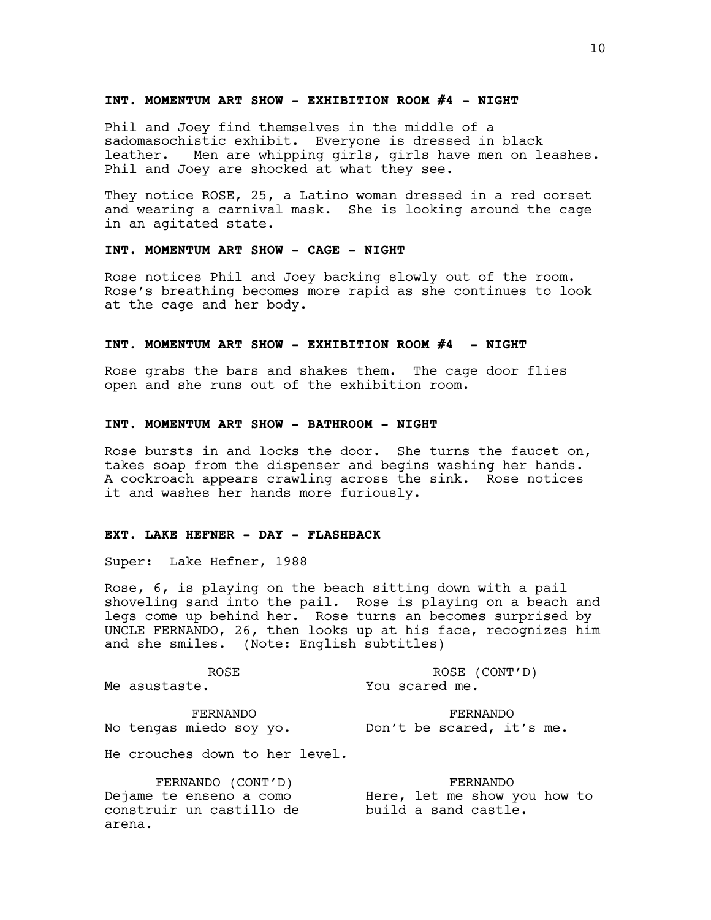**INT. MOMENTUM ART SHOW - EXHIBITION ROOM #4 - NIGHT**

Phil and Joey find themselves in the middle of a sadomasochistic exhibit. Everyone is dressed in black leather. Men are whipping girls, girls have men on leashes. Phil and Joey are shocked at what they see.

They notice ROSE, 25, a Latino woman dressed in a red corset and wearing a carnival mask. She is looking around the cage in an agitated state.

**INT. MOMENTUM ART SHOW - CAGE - NIGHT**

Rose notices Phil and Joey backing slowly out of the room. Rose's breathing becomes more rapid as she continues to look at the cage and her body.

**INT. MOMENTUM ART SHOW - EXHIBITION ROOM #4 - NIGHT**

Rose grabs the bars and shakes them. The cage door flies open and she runs out of the exhibition room.

**INT. MOMENTUM ART SHOW - BATHROOM - NIGHT**

Rose bursts in and locks the door. She turns the faucet on, takes soap from the dispenser and begins washing her hands. A cockroach appears crawling across the sink. Rose notices it and washes her hands more furiously.

**EXT. LAKE HEFNER - DAY - FLASHBACK**

Super: Lake Hefner, 1988

Rose, 6, is playing on the beach sitting down with a pail shoveling sand into the pail. Rose is playing on a beach and legs come up behind her. Rose turns an becomes surprised by UNCLE FERNANDO, 26, then looks up at his face, recognizes him and she smiles. (Note: English subtitles)

ROSE
Me asustaste.

ROSE (CONT'D)
You scared me.

FERNANDO
No tengas miedo soy yo.

FERNANDO
Don't be scared, it's me.

He crouches down to her level.

FERNANDO (CONT'D)
Dejame te enseno a como construir un castillo de arena.

FERNANDO
Here, let me show you how to build a sand castle.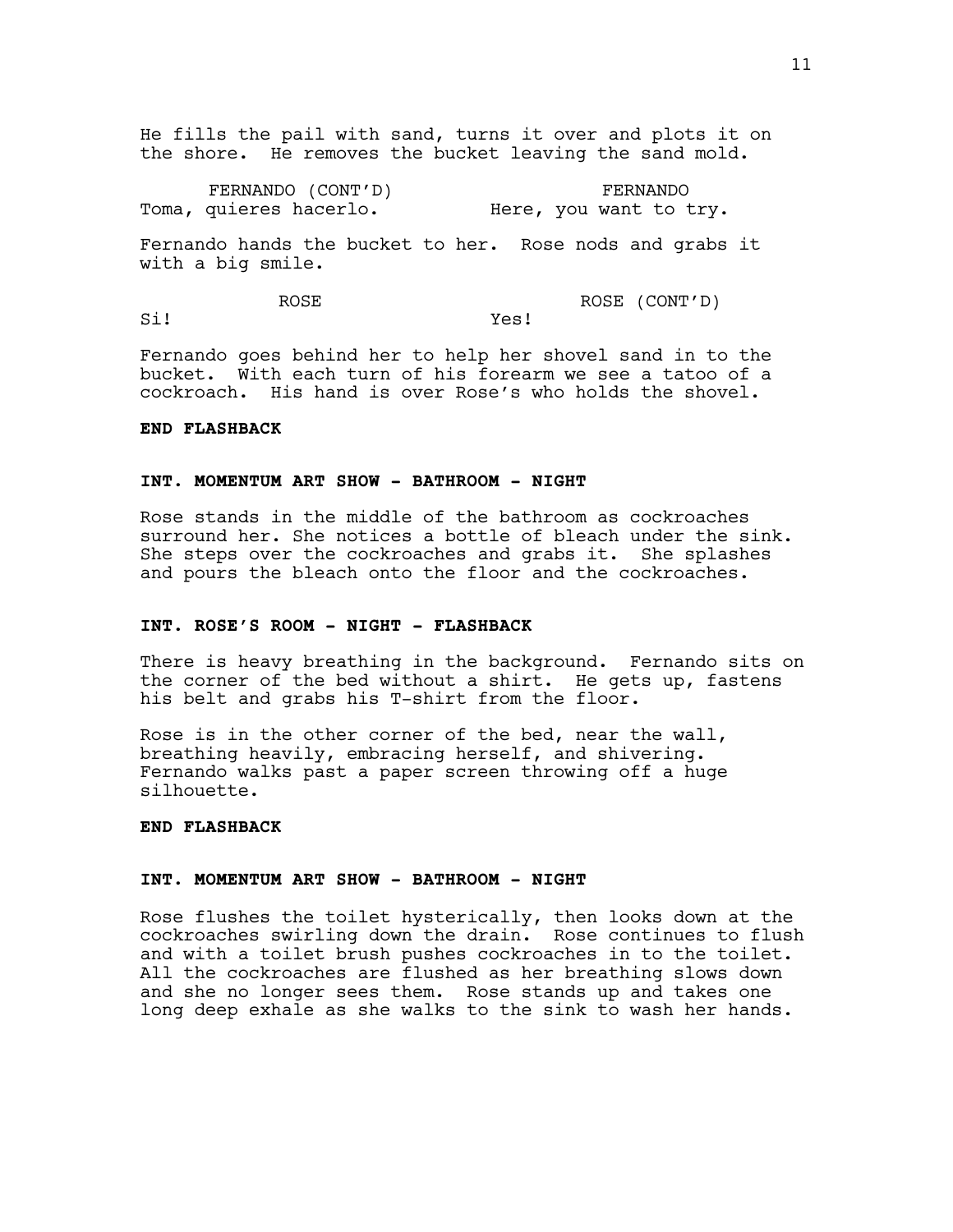He fills the pail with sand, turns it over and plots it on the shore. He removes the bucket leaving the sand mold.

| FERNANDO (CONT'D) | FERNANDO |
| --- | --- |
| Toma, quieres hacerlo. | Here, you want to try. |

Fernando hands the bucket to her. Rose nods and grabs it with a big smile.

| ROSE | ROSE (CONT'D) |
| --- | --- |
| Si! | Yes! |

Fernando goes behind her to help her shovel sand in to the bucket. With each turn of his forearm we see a tatoo of a cockroach. His hand is over Rose's who holds the shovel.

**END FLASHBACK**

**INT. MOMENTUM ART SHOW - BATHROOM - NIGHT**

Rose stands in the middle of the bathroom as cockroaches surround her. She notices a bottle of bleach under the sink. She steps over the cockroaches and grabs it. She splashes and pours the bleach onto the floor and the cockroaches.

**INT. ROSE'S ROOM - NIGHT - FLASHBACK**

There is heavy breathing in the background. Fernando sits on the corner of the bed without a shirt. He gets up, fastens his belt and grabs his T-shirt from the floor.

Rose is in the other corner of the bed, near the wall, breathing heavily, embracing herself, and shivering. Fernando walks past a paper screen throwing off a huge silhouette.

**END FLASHBACK**

**INT. MOMENTUM ART SHOW - BATHROOM - NIGHT**

Rose flushes the toilet hysterically, then looks down at the cockroaches swirling down the drain. Rose continues to flush and with a toilet brush pushes cockroaches in to the toilet. All the cockroaches are flushed as her breathing slows down and she no longer sees them. Rose stands up and takes one long deep exhale as she walks to the sink to wash her hands.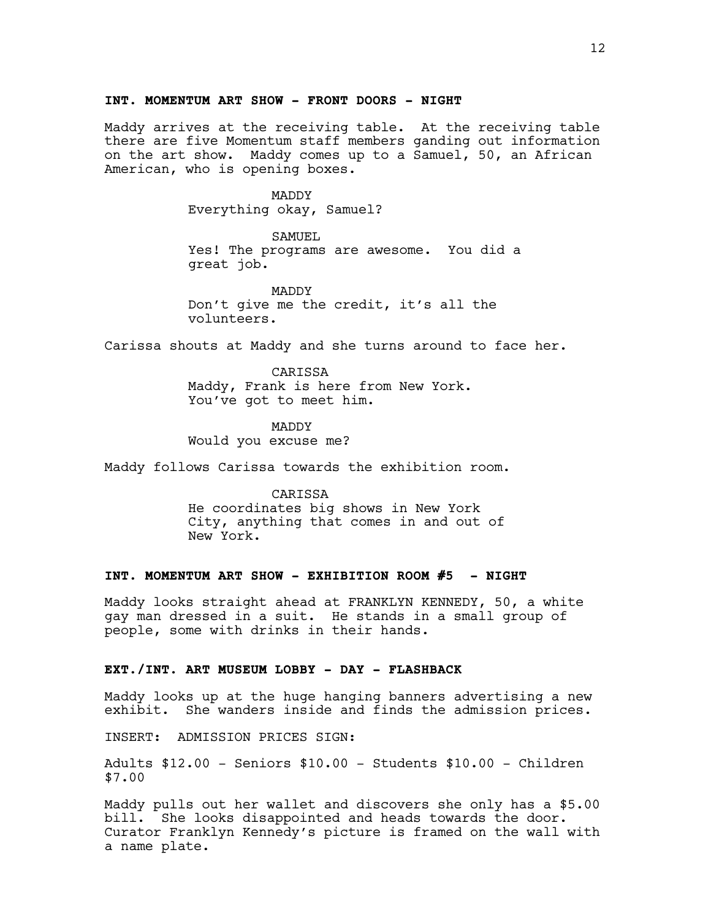**INT. MOMENTUM ART SHOW - FRONT DOORS - NIGHT**

Maddy arrives at the receiving table. At the receiving table there are five Momentum staff members ganding out information on the art show. Maddy comes up to a Samuel, 50, an African American, who is opening boxes.

MADDY
Everything okay, Samuel?

SAMUEL
Yes! The programs are awesome. You did a great job.

MADDY
Don't give me the credit, it's all the volunteers.

Carissa shouts at Maddy and she turns around to face her.

CARISSA
Maddy, Frank is here from New York. You've got to meet him.

MADDY
Would you excuse me?

Maddy follows Carissa towards the exhibition room.

CARISSA
He coordinates big shows in New York City, anything that comes in and out of New York.

**INT. MOMENTUM ART SHOW - EXHIBITION ROOM #5 - NIGHT**

Maddy looks straight ahead at FRANKLYN KENNEDY, 50, a white gay man dressed in a suit. He stands in a small group of people, some with drinks in their hands.

**EXT./INT. ART MUSEUM LOBBY - DAY - FLASHBACK**

Maddy looks up at the huge hanging banners advertising a new exhibit. She wanders inside and finds the admission prices.

INSERT: ADMISSION PRICES SIGN:

Adults $12.00 - Seniors $10.00 - Students $10.00 - Children $7.00

Maddy pulls out her wallet and discovers she only has a $5.00 bill. She looks disappointed and heads towards the door. Curator Franklyn Kennedy's picture is framed on the wall with a name plate.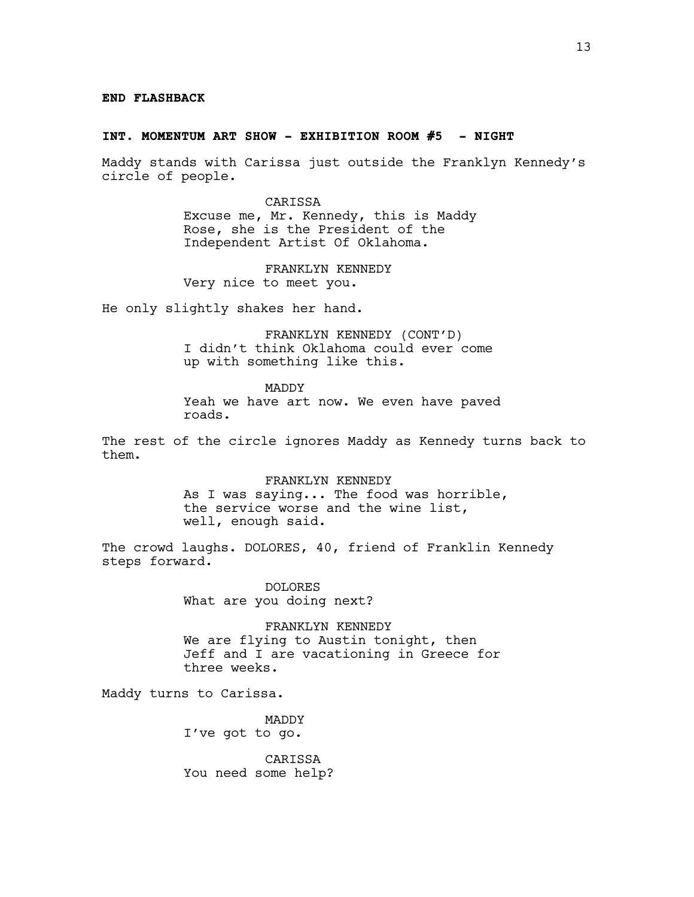**END FLASHBACK**

**INT. MOMENTUM ART SHOW - EXHIBITION ROOM #5 - NIGHT**

Maddy stands with Carissa just outside the Franklyn Kennedy's circle of people.

CARISSA
Excuse me, Mr. Kennedy, this is Maddy Rose, she is the President of the Independent Artist Of Oklahoma.

FRANKLYN KENNEDY
Very nice to meet you.

He only slightly shakes her hand.

FRANKLYN KENNEDY (CONT'D)
I didn't think Oklahoma could ever come up with something like this.

MADDY
Yeah we have art now. We even have paved roads.

The rest of the circle ignores Maddy as Kennedy turns back to them.

FRANKLYN KENNEDY
As I was saying... The food was horrible, the service worse and the wine list, well, enough said.

The crowd laughs. DOLORES, 40, friend of Franklin Kennedy steps forward.

DOLORES
What are you doing next?

FRANKLYN KENNEDY
We are flying to Austin tonight, then Jeff and I are vacationing in Greece for three weeks.

Maddy turns to Carissa.

MADDY
I've got to go.

CARISSA
You need some help?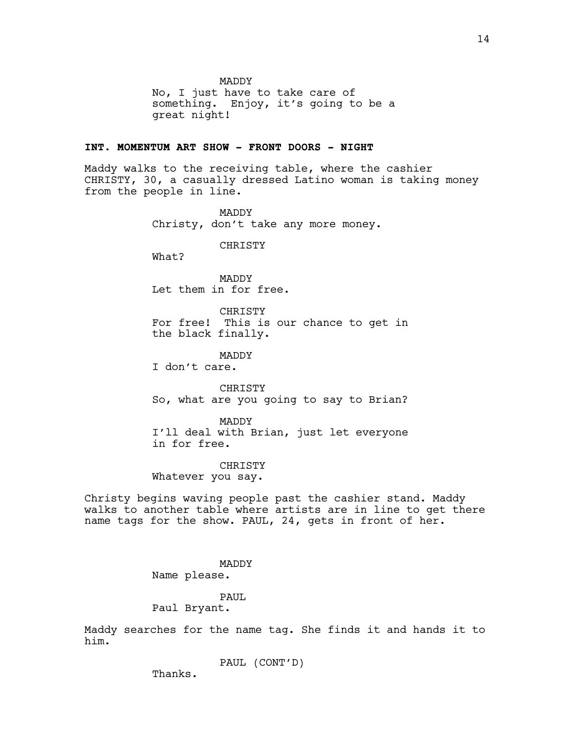MADDY

No, I just have to take care of something.  Enjoy, it's going to be a great night!

**INT. MOMENTUM ART SHOW - FRONT DOORS - NIGHT**

Maddy walks to the receiving table, where the cashier CHRISTY, 30, a casually dressed Latino woman is taking money from the people in line.

MADDY

Christy, don't take any more money.

CHRISTY

What?

MADDY

Let them in for free.

CHRISTY

For free!  This is our chance to get in the black finally.

MADDY

I don't care.

CHRISTY

So, what are you going to say to Brian?

MADDY

I'll deal with Brian, just let everyone in for free.

CHRISTY

Whatever you say.

Christy begins waving people past the cashier stand. Maddy walks to another table where artists are in line to get there name tags for the show. PAUL, 24, gets in front of her.

MADDY

Name please.

PAUL

Paul Bryant.

Maddy searches for the name tag. She finds it and hands it to him.

PAUL (CONT'D)

Thanks.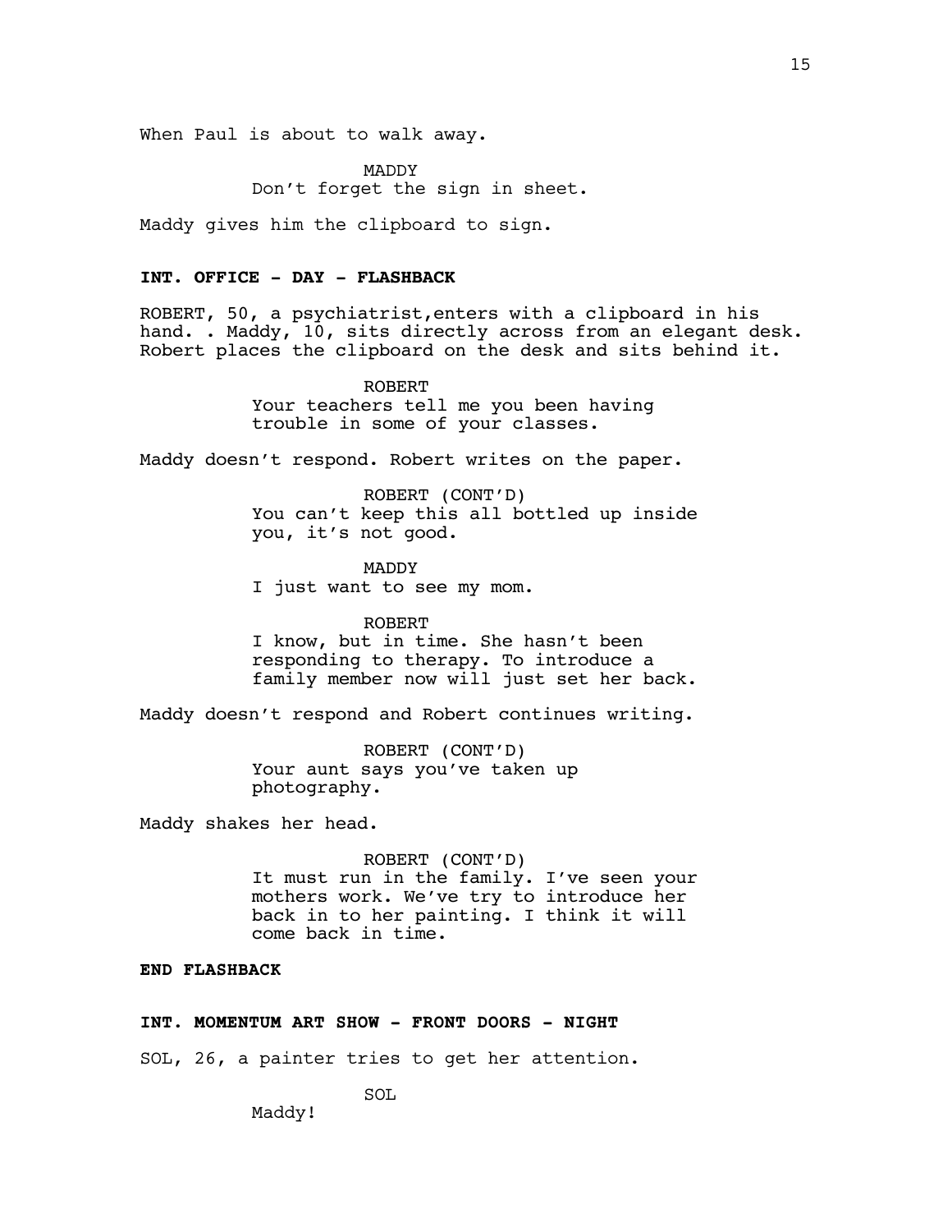When Paul is about to walk away.

MADDY
Don't forget the sign in sheet.

Maddy gives him the clipboard to sign.

**INT. OFFICE - DAY - FLASHBACK**

ROBERT, 50, a psychiatrist,enters with a clipboard in his hand. . Maddy, 10, sits directly across from an elegant desk. Robert places the clipboard on the desk and sits behind it.

ROBERT
Your teachers tell me you been having trouble in some of your classes.

Maddy doesn't respond. Robert writes on the paper.

ROBERT (CONT'D)
You can't keep this all bottled up inside you, it's not good.

MADDY
I just want to see my mom.

ROBERT
I know, but in time. She hasn't been responding to therapy. To introduce a family member now will just set her back.

Maddy doesn't respond and Robert continues writing.

ROBERT (CONT'D)
Your aunt says you've taken up photography.

Maddy shakes her head.

ROBERT (CONT'D)
It must run in the family. I've seen your mothers work. We've try to introduce her back in to her painting. I think it will come back in time.

**END FLASHBACK**

**INT. MOMENTUM ART SHOW - FRONT DOORS - NIGHT**

SOL, 26, a painter tries to get her attention.

SOL
Maddy!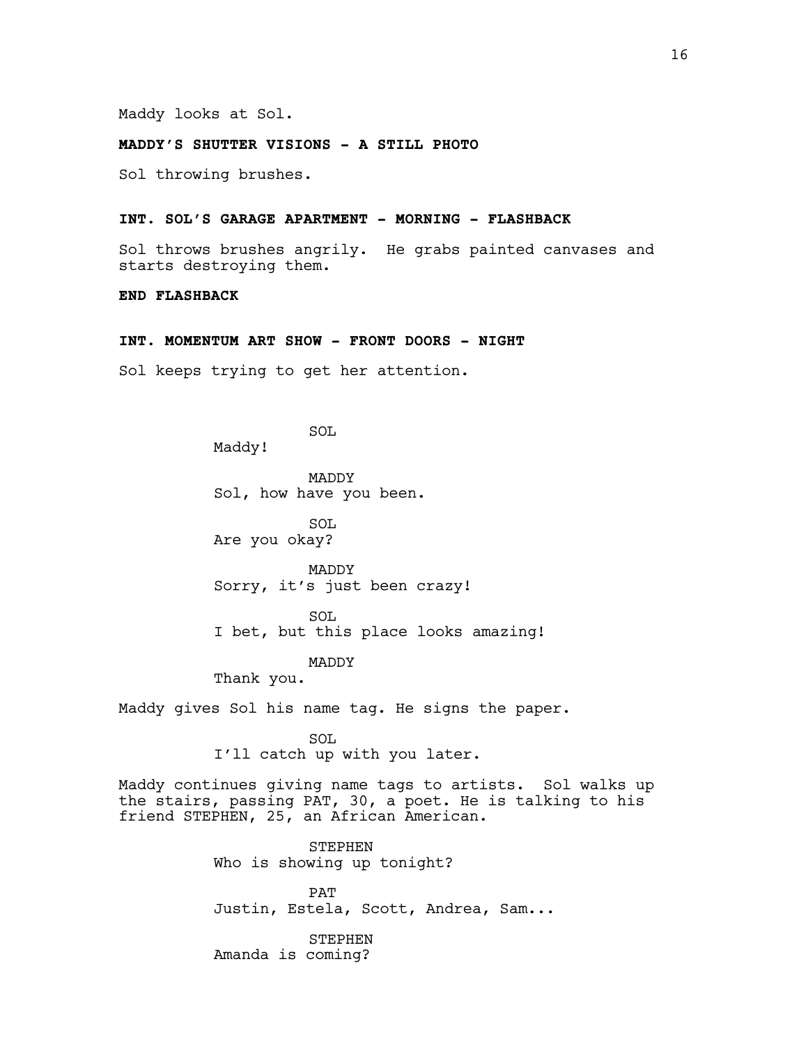Maddy looks at Sol.

**MADDY'S SHUTTER VISIONS - A STILL PHOTO**

Sol throwing brushes.

**INT. SOL'S GARAGE APARTMENT - MORNING - FLASHBACK**

Sol throws brushes angrily. He grabs painted canvases and starts destroying them.

**END FLASHBACK**

**INT. MOMENTUM ART SHOW - FRONT DOORS - NIGHT**

Sol keeps trying to get her attention.

SOL
Maddy!

MADDY
Sol, how have you been.

SOL
Are you okay?

MADDY
Sorry, it's just been crazy!

SOL
I bet, but this place looks amazing!

MADDY
Thank you.

Maddy gives Sol his name tag. He signs the paper.

SOL
I'll catch up with you later.

Maddy continues giving name tags to artists. Sol walks up the stairs, passing PAT, 30, a poet. He is talking to his friend STEPHEN, 25, an African American.

STEPHEN
Who is showing up tonight?

PAT
Justin, Estela, Scott, Andrea, Sam...

STEPHEN
Amanda is coming?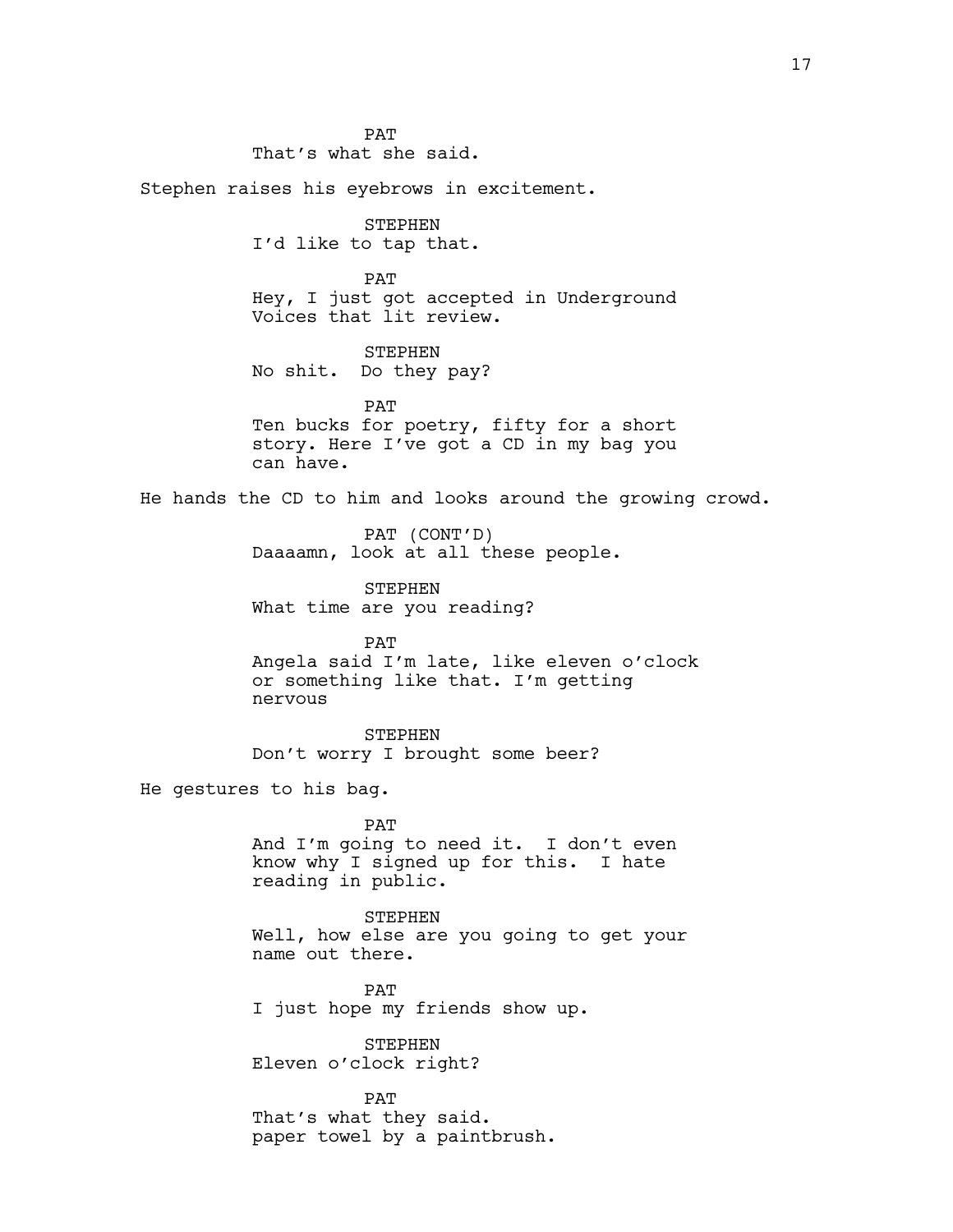PAT
That's what she said.

Stephen raises his eyebrows in excitement.

STEPHEN
I'd like to tap that.

PAT
Hey, I just got accepted in Underground Voices that lit review.

STEPHEN
No shit. Do they pay?

PAT
Ten bucks for poetry, fifty for a short story. Here I've got a CD in my bag you can have.

He hands the CD to him and looks around the growing crowd.

PAT (CONT'D)
Daaaamn, look at all these people.

STEPHEN
What time are you reading?

PAT
Angela said I'm late, like eleven o'clock or something like that. I'm getting nervous

STEPHEN
Don't worry I brought some beer?

He gestures to his bag.

PAT
And I'm going to need it. I don't even know why I signed up for this. I hate reading in public.

STEPHEN
Well, how else are you going to get your name out there.

PAT
I just hope my friends show up.

STEPHEN
Eleven o'clock right?

PAT
That's what they said.
paper towel by a paintbrush.